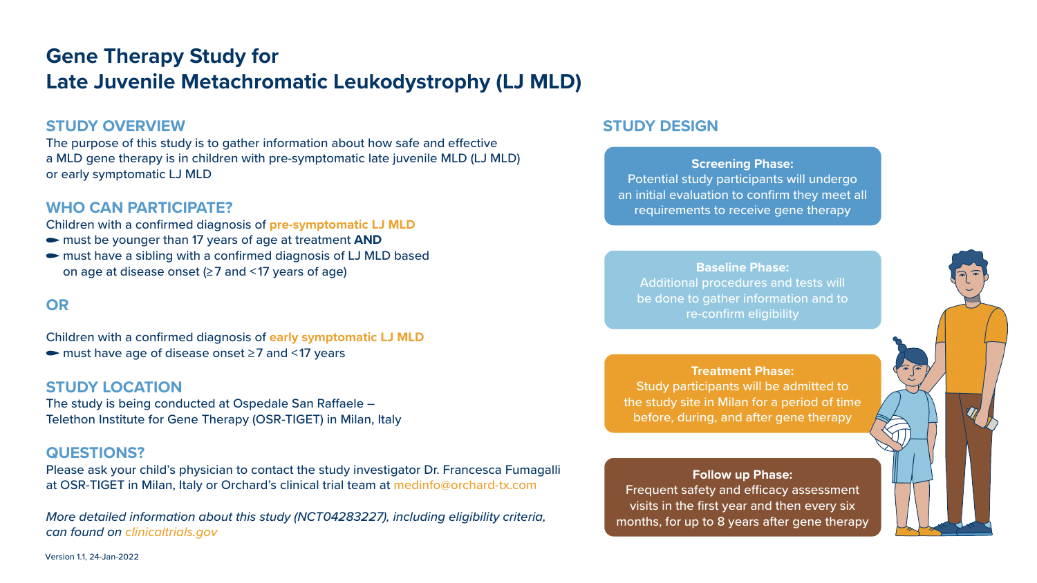# Gene Therapy Study for Late Juvenile Metachromatic Leukodystrophy (LJ MLD)

## STUDY OVERVIEW

The purpose of this study is to gather information about how safe and effective a MLD gene therapy is in children with pre-symptomatic late juvenile MLD (LJ MLD) or early symptomatic LJ MLD

## WHO CAN PARTICIPATE?

Children with a confirmed diagnosis of **pre-symptomatic LJ MLD**

- must be younger than 17 years of age at treatment **AND**
- must have a sibling with a confirmed diagnosis of LJ MLD based on age at disease onset (≥7 and <17 years of age)

## OR

Children with a confirmed diagnosis of **early symptomatic LJ MLD**

- must have age of disease onset ≥7 and <17 years

## STUDY LOCATION

The study is being conducted at Ospedale San Raffaele – Telethon Institute for Gene Therapy (OSR-TIGET) in Milan, Italy

## QUESTIONS?

Please ask your child's physician to contact the study investigator Dr. Francesca Fumagalli at OSR-TIGET in Milan, Italy or Orchard's clinical trial team at medinfo@orchard-tx.com

*More detailed information about this study (NCT04283227), including eligibility criteria, can found on clinicaltrials.gov*

## STUDY DESIGN

**Screening Phase:**
Potential study participants will undergo an initial evaluation to confirm they meet all requirements to receive gene therapy

**Baseline Phase:**
Additional procedures and tests will be done to gather information and to re-confirm eligibility

**Treatment Phase:**
Study participants will be admitted to the study site in Milan for a period of time before, during, and after gene therapy

**Follow up Phase:**
Frequent safety and efficacy assessment visits in the first year and then every six months, for up to 8 years after gene therapy

Version 1.1, 24-Jan-2022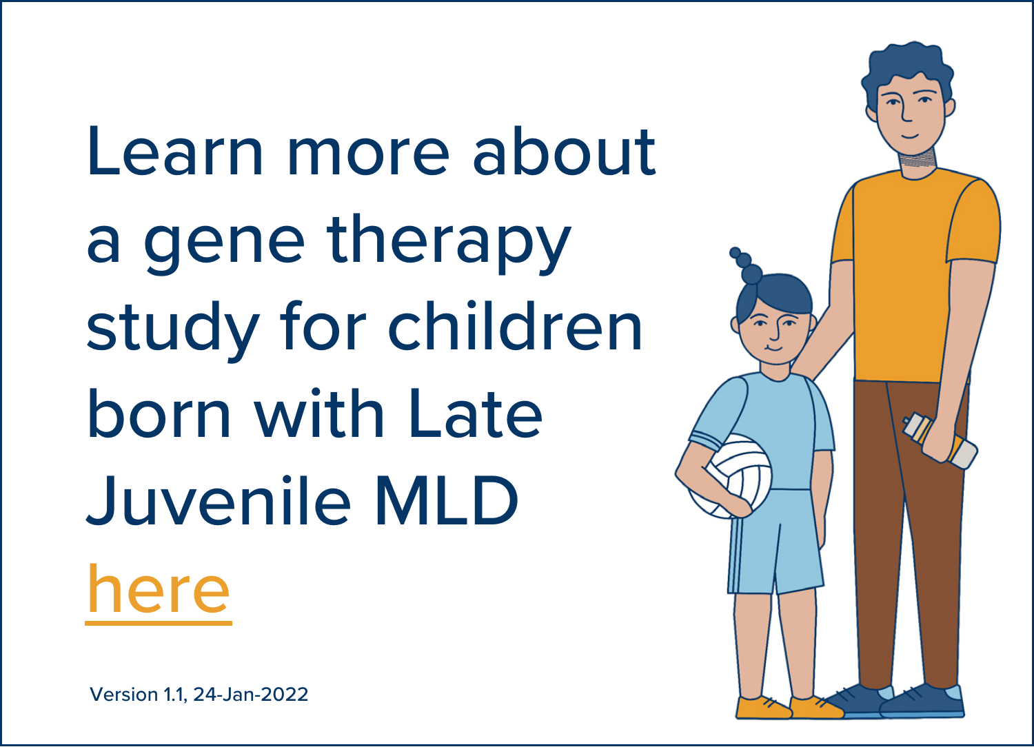Learn more about a gene therapy study for children born with Late Juvenile MLD here

Version 1.1, 24-Jan-2022